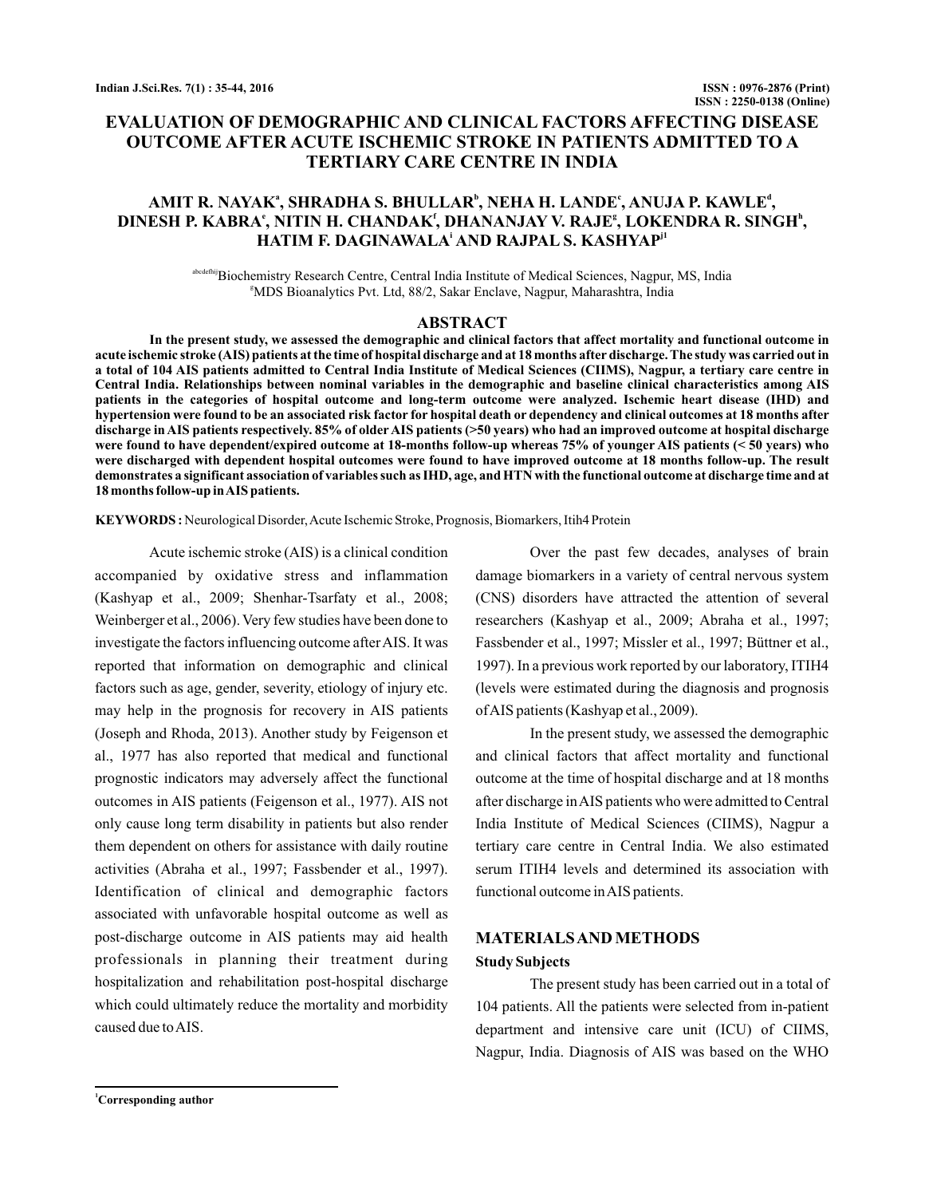# EVALUATION OF DEMOGRAPHIC AND CLINICAL FACTORS AFFECTING DISEASE OUTCOME AFTER ACUTE ISCHEMIC STROKE IN PATIENTS ADMITTED TO A TERTIARY CARE CENTRE IN INDIA

**AMIT R. NAYAK[a], SHRADHA S. BHULLAR[b], NEHA H. LANDE[c], ANUJA P. KAWLE[d], DINESH P. KABRA[e], NITIN H. CHANDAK[f], DHANANJAY V. RAJE[g], LOKENDRA R. SINGH[h], HATIM F. DAGINAWALA[i] AND RAJPAL S. KASHYAP[j1]**

[abcdefhij]Biochemistry Research Centre, Central India Institute of Medical Sciences, Nagpur, MS, India
[g]MDS Bioanalytics Pvt. Ltd, 88/2, Sakar Enclave, Nagpur, Maharashtra, India

## ABSTRACT

**In the present study, we assessed the demographic and clinical factors that affect mortality and functional outcome in acute ischemic stroke (AIS) patients at the time of hospital discharge and at 18 months after discharge. The study was carried out in a total of 104 AIS patients admitted to Central India Institute of Medical Sciences (CIIMS), Nagpur, a tertiary care centre in Central India. Relationships between nominal variables in the demographic and baseline clinical characteristics among AIS patients in the categories of hospital outcome and long-term outcome were analyzed. Ischemic heart disease (IHD) and hypertension were found to be an associated risk factor for hospital death or dependency and clinical outcomes at 18 months after discharge in AIS patients respectively. 85% of older AIS patients (>50 years) who had an improved outcome at hospital discharge were found to have dependent/expired outcome at 18-months follow-up whereas 75% of younger AIS patients (< 50 years) who were discharged with dependent hospital outcomes were found to have improved outcome at 18 months follow-up. The result demonstrates a significant association of variables such as IHD, age, and HTN with the functional outcome at discharge time and at 18 months follow-up in AIS patients.**

**KEYWORDS :** Neurological Disorder, Acute Ischemic Stroke, Prognosis, Biomarkers, Itih4 Protein

Acute ischemic stroke (AIS) is a clinical condition accompanied by oxidative stress and inflammation (Kashyap et al., 2009; Shenhar-Tsarfaty et al., 2008; Weinberger et al., 2006). Very few studies have been done to investigate the factors influencing outcome after AIS. It was reported that information on demographic and clinical factors such as age, gender, severity, etiology of injury etc. may help in the prognosis for recovery in AIS patients (Joseph and Rhoda, 2013). Another study by Feigenson et al., 1977 has also reported that medical and functional prognostic indicators may adversely affect the functional outcomes in AIS patients (Feigenson et al., 1977). AIS not only cause long term disability in patients but also render them dependent on others for assistance with daily routine activities (Abraha et al., 1997; Fassbender et al., 1997). Identification of clinical and demographic factors associated with unfavorable hospital outcome as well as post-discharge outcome in AIS patients may aid health professionals in planning their treatment during hospitalization and rehabilitation post-hospital discharge which could ultimately reduce the mortality and morbidity caused due to AIS.

Over the past few decades, analyses of brain damage biomarkers in a variety of central nervous system (CNS) disorders have attracted the attention of several researchers (Kashyap et al., 2009; Abraha et al., 1997; Fassbender et al., 1997; Missler et al., 1997; Büttner et al., 1997). In a previous work reported by our laboratory, ITIH4 (levels were estimated during the diagnosis and prognosis of AIS patients (Kashyap et al., 2009).

In the present study, we assessed the demographic and clinical factors that affect mortality and functional outcome at the time of hospital discharge and at 18 months after discharge in AIS patients who were admitted to Central India Institute of Medical Sciences (CIIMS), Nagpur a tertiary care centre in Central India. We also estimated serum ITIH4 levels and determined its association with functional outcome in AIS patients.

## MATERIALS AND METHODS

### Study Subjects

The present study has been carried out in a total of 104 patients. All the patients were selected from in-patient department and intensive care unit (ICU) of CIIMS, Nagpur, India. Diagnosis of AIS was based on the WHO

[1]Corresponding author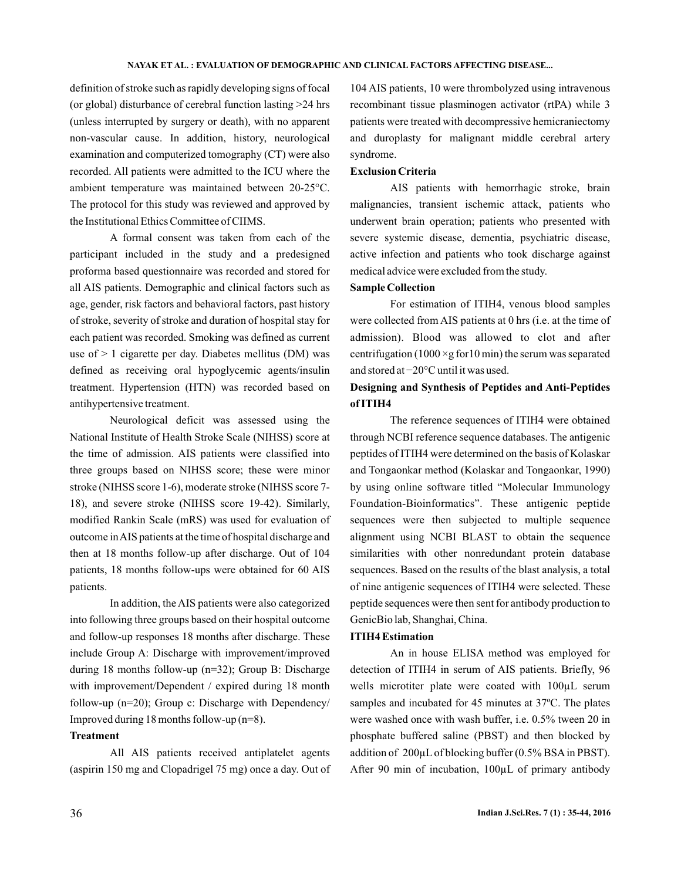definition of stroke such as rapidly developing signs of focal (or global) disturbance of cerebral function lasting >24 hrs (unless interrupted by surgery or death), with no apparent non-vascular cause. In addition, history, neurological examination and computerized tomography (CT) were also recorded. All patients were admitted to the ICU where the ambient temperature was maintained between 20-25°C. The protocol for this study was reviewed and approved by the Institutional Ethics Committee of CIIMS.

A formal consent was taken from each of the participant included in the study and a predesigned proforma based questionnaire was recorded and stored for all AIS patients. Demographic and clinical factors such as age, gender, risk factors and behavioral factors, past history of stroke, severity of stroke and duration of hospital stay for each patient was recorded. Smoking was defined as current use of > 1 cigarette per day. Diabetes mellitus (DM) was defined as receiving oral hypoglycemic agents/insulin treatment. Hypertension (HTN) was recorded based on antihypertensive treatment.

Neurological deficit was assessed using the National Institute of Health Stroke Scale (NIHSS) score at the time of admission. AIS patients were classified into three groups based on NIHSS score; these were minor stroke (NIHSS score 1-6), moderate stroke (NIHSS score 7-18), and severe stroke (NIHSS score 19-42). Similarly, modified Rankin Scale (mRS) was used for evaluation of outcome in AIS patients at the time of hospital discharge and then at 18 months follow-up after discharge. Out of 104 patients, 18 months follow-ups were obtained for 60 AIS patients.

In addition, the AIS patients were also categorized into following three groups based on their hospital outcome and follow-up responses 18 months after discharge. These include Group A: Discharge with improvement/improved during 18 months follow-up (n=32); Group B: Discharge with improvement/Dependent / expired during 18 month follow-up (n=20); Group c: Discharge with Dependency/ Improved during 18 months follow-up (n=8).

### Treatment

All AIS patients received antiplatelet agents (aspirin 150 mg and Clopadrigel 75 mg) once a day. Out of 104 AIS patients, 10 were thrombolyzed using intravenous recombinant tissue plasminogen activator (rtPA) while 3 patients were treated with decompressive hemicraniectomy and duroplasty for malignant middle cerebral artery syndrome.

### Exclusion Criteria

AIS patients with hemorrhagic stroke, brain malignancies, transient ischemic attack, patients who underwent brain operation; patients who presented with severe systemic disease, dementia, psychiatric disease, active infection and patients who took discharge against medical advice were excluded from the study.

### Sample Collection

For estimation of ITIH4, venous blood samples were collected from AIS patients at 0 hrs (i.e. at the time of admission). Blood was allowed to clot and after centrifugation (1000 ×g for10 min) the serum was separated and stored at −20°C until it was used.

### Designing and Synthesis of Peptides and Anti-Peptides of ITIH4

The reference sequences of ITIH4 were obtained through NCBI reference sequence databases. The antigenic peptides of ITIH4 were determined on the basis of Kolaskar and Tongaonkar method (Kolaskar and Tongaonkar, 1990) by using online software titled "Molecular Immunology Foundation-Bioinformatics". These antigenic peptide sequences were then subjected to multiple sequence alignment using NCBI BLAST to obtain the sequence similarities with other nonredundant protein database sequences. Based on the results of the blast analysis, a total of nine antigenic sequences of ITIH4 were selected. These peptide sequences were then sent for antibody production to GenicBio lab, Shanghai, China.

### ITIH4 Estimation

An in house ELISA method was employed for detection of ITIH4 in serum of AIS patients. Briefly, 96 wells microtiter plate were coated with 100µL serum samples and incubated for 45 minutes at 37ºC. The plates were washed once with wash buffer, i.e. 0.5% tween 20 in phosphate buffered saline (PBST) and then blocked by addition of 200µL of blocking buffer (0.5% BSA in PBST). After 90 min of incubation, 100µL of primary antibody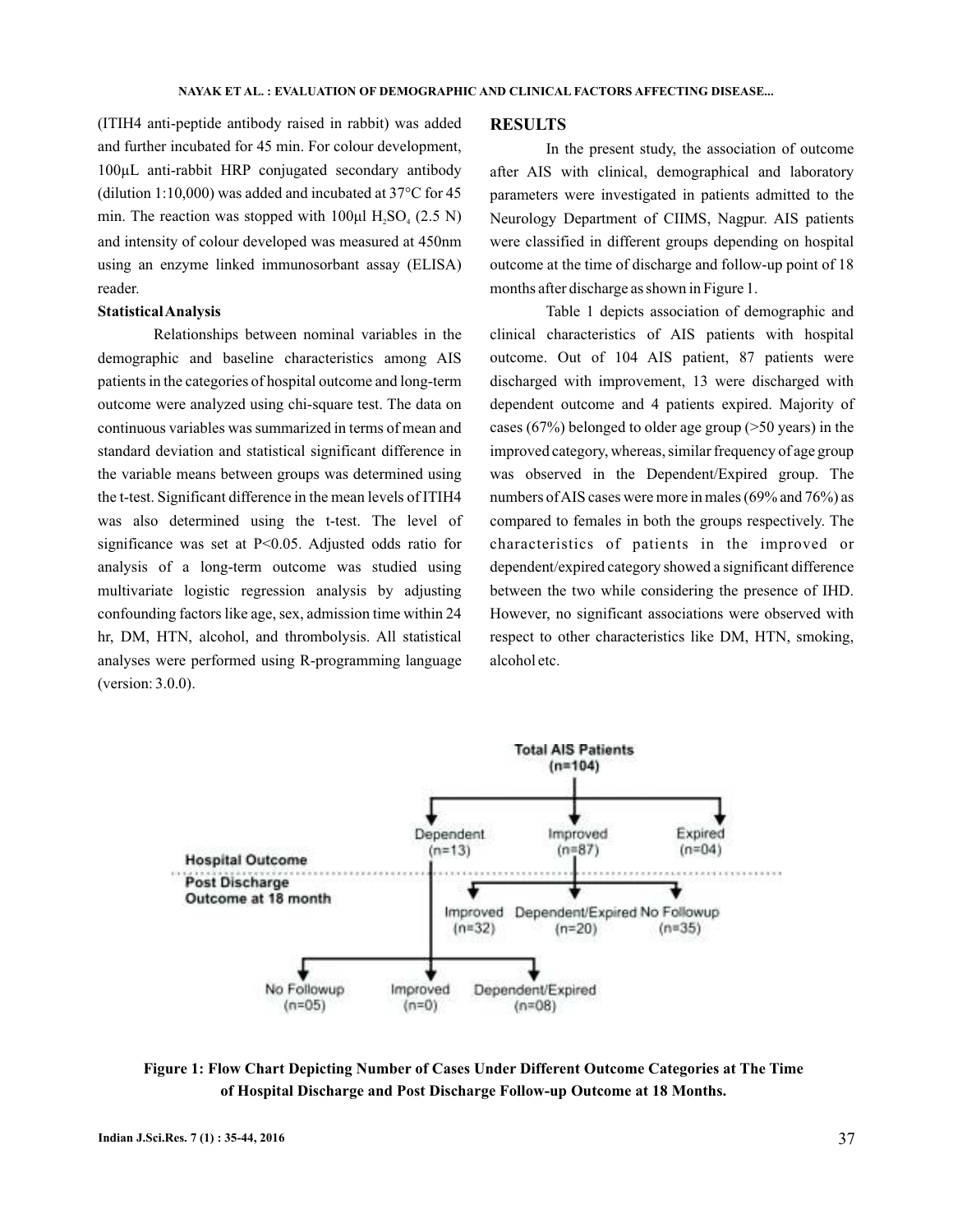(ITIH4 anti-peptide antibody raised in rabbit) was added and further incubated for 45 min. For colour development, 100µL anti-rabbit HRP conjugated secondary antibody (dilution 1:10,000) was added and incubated at 37°C for 45 min. The reaction was stopped with 100µl $H_2SO_4$ (2.5 N) and intensity of colour developed was measured at 450nm using an enzyme linked immunosorbant assay (ELISA) reader.

**Statistical Analysis**

Relationships between nominal variables in the demographic and baseline characteristics among AIS patients in the categories of hospital outcome and long-term outcome were analyzed using chi-square test. The data on continuous variables was summarized in terms of mean and standard deviation and statistical significant difference in the variable means between groups was determined using the t-test. Significant difference in the mean levels of ITIH4 was also determined using the t-test. The level of significance was set at $P<0.05$. Adjusted odds ratio for analysis of a long-term outcome was studied using multivariate logistic regression analysis by adjusting confounding factors like age, sex, admission time within 24 hr, DM, HTN, alcohol, and thrombolysis. All statistical analyses were performed using R-programming language (version: 3.0.0).

## RESULTS

In the present study, the association of outcome after AIS with clinical, demographical and laboratory parameters were investigated in patients admitted to the Neurology Department of CIIMS, Nagpur. AIS patients were classified in different groups depending on hospital outcome at the time of discharge and follow-up point of 18 months after discharge as shown in Figure 1.

Table 1 depicts association of demographic and clinical characteristics of AIS patients with hospital outcome. Out of 104 AIS patient, 87 patients were discharged with improvement, 13 were discharged with dependent outcome and 4 patients expired. Majority of cases (67%) belonged to older age group (>50 years) in the improved category, whereas, similar frequency of age group was observed in the Dependent/Expired group. The numbers of AIS cases were more in males (69% and 76%) as compared to females in both the groups respectively. The characteristics of patients in the improved or dependent/expired category showed a significant difference between the two while considering the presence of IHD. However, no significant associations were observed with respect to other characteristics like DM, HTN, smoking, alcohol etc.

Total AIS Patients (n=104)

Hospital Outcome: Dependent (n=13), Improved (n=87), Expired (n=04)

Post Discharge Outcome at 18 month:
- Improved (n=87) → Improved (n=32), Dependent/Expired (n=20), No Followup (n=35)
- Dependent (n=13) → No Followup (n=05), Improved (n=0), Dependent/Expired (n=08)

**Figure 1: Flow Chart Depicting Number of Cases Under Different Outcome Categories at The Time of Hospital Discharge and Post Discharge Follow-up Outcome at 18 Months.**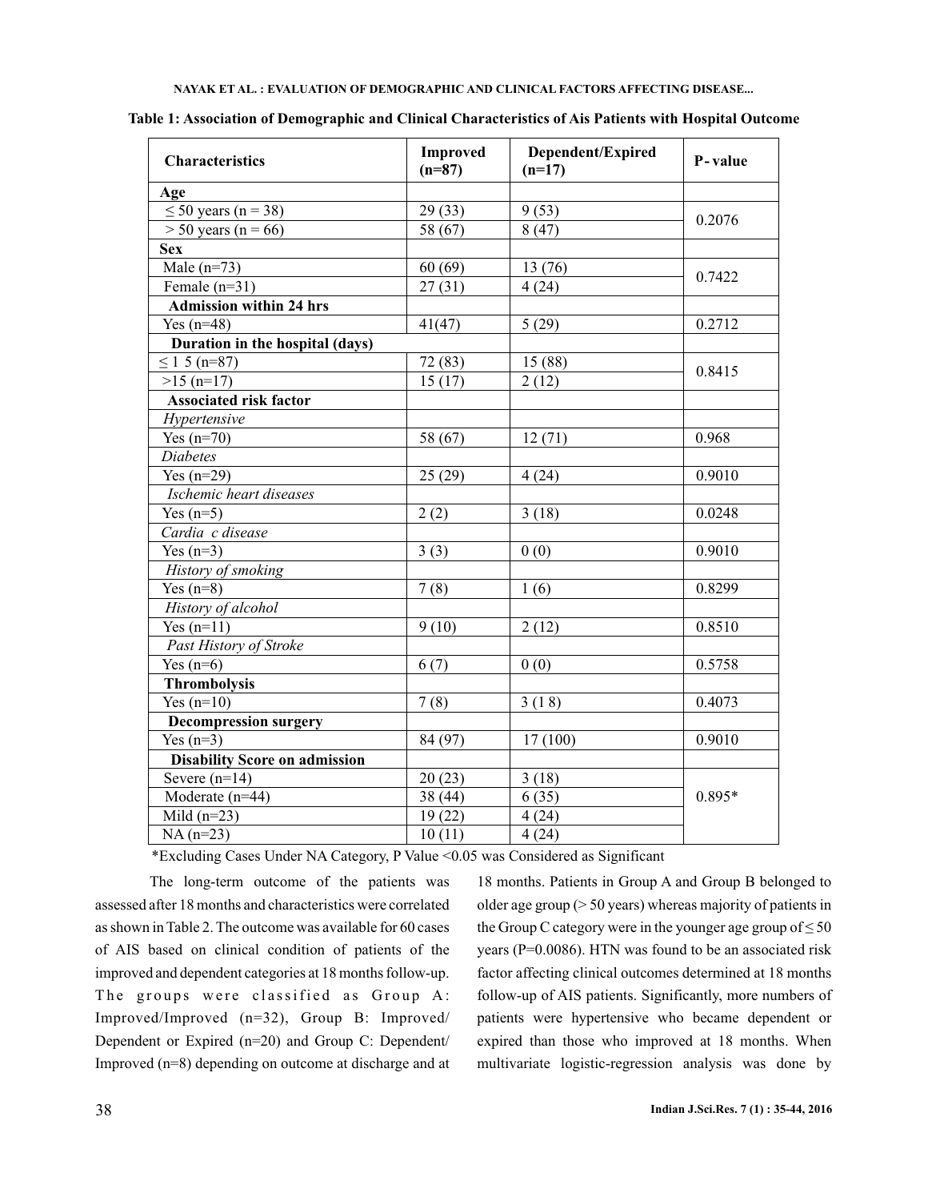**Table 1: Association of Demographic and Clinical Characteristics of Ais Patients with Hospital Outcome**

| Characteristics | Improved (n=87) | Dependent/Expired (n=17) | P-value |
|---|---|---|---|
| **Age** | | | |
| ≤ 50 years (n = 38) | 29 (33) | 9 (53) | 0.2076 |
| > 50 years (n = 66) | 58 (67) | 8 (47) | |
| **Sex** | | | |
| Male (n=73) | 60 (69) | 13 (76) | 0.7422 |
| Female (n=31) | 27 (31) | 4 (24) | |
| **Admission within 24 hrs** | | | |
| Yes (n=48) | 41(47) | 5 (29) | 0.2712 |
| **Duration in the hospital (days)** | | | |
| ≤ 1 5 (n=87) | 72 (83) | 15 (88) | 0.8415 |
| >15 (n=17) | 15 (17) | 2 (12) | |
| **Associated risk factor** | | | |
| *Hypertensive* | | | |
| Yes (n=70) | 58 (67) | 12 (71) | 0.968 |
| *Diabetes* | | | |
| Yes (n=29) | 25 (29) | 4 (24) | 0.9010 |
| *Ischemic heart diseases* | | | |
| Yes (n=5) | 2 (2) | 3 (18) | 0.0248 |
| *Cardia c disease* | | | |
| Yes (n=3) | 3 (3) | 0 (0) | 0.9010 |
| *History of smoking* | | | |
| Yes (n=8) | 7 (8) | 1 (6) | 0.8299 |
| *History of alcohol* | | | |
| Yes (n=11) | 9 (10) | 2 (12) | 0.8510 |
| *Past History of Stroke* | | | |
| Yes (n=6) | 6 (7) | 0 (0) | 0.5758 |
| **Thrombolysis** | | | |
| Yes (n=10) | 7 (8) | 3 (1 8) | 0.4073 |
| **Decompression surgery** | | | |
| Yes (n=3) | 84 (97) | 17 (100) | 0.9010 |
| **Disability Score on admission** | | | |
| Severe (n=14) | 20 (23) | 3 (18) | 0.895* |
| Moderate (n=44) | 38 (44) | 6 (35) | |
| Mild (n=23) | 19 (22) | 4 (24) | |
| NA (n=23) | 10 (11) | 4 (24) | |

*Excluding Cases Under NA Category, P Value <0.05 was Considered as Significant

The long-term outcome of the patients was assessed after 18 months and characteristics were correlated as shown in Table 2. The outcome was available for 60 cases of AIS based on clinical condition of patients of the improved and dependent categories at 18 months follow-up. The groups were classified as Group A: Improved/Improved (n=32), Group B: Improved/Dependent or Expired (n=20) and Group C: Dependent/Improved (n=8) depending on outcome at discharge and at 18 months. Patients in Group A and Group B belonged to older age group (> 50 years) whereas majority of patients in the Group C category were in the younger age group of ≤ 50 years (P=0.0086). HTN was found to be an associated risk factor affecting clinical outcomes determined at 18 months follow-up of AIS patients. Significantly, more numbers of patients were hypertensive who became dependent or expired than those who improved at 18 months. When multivariate logistic-regression analysis was done by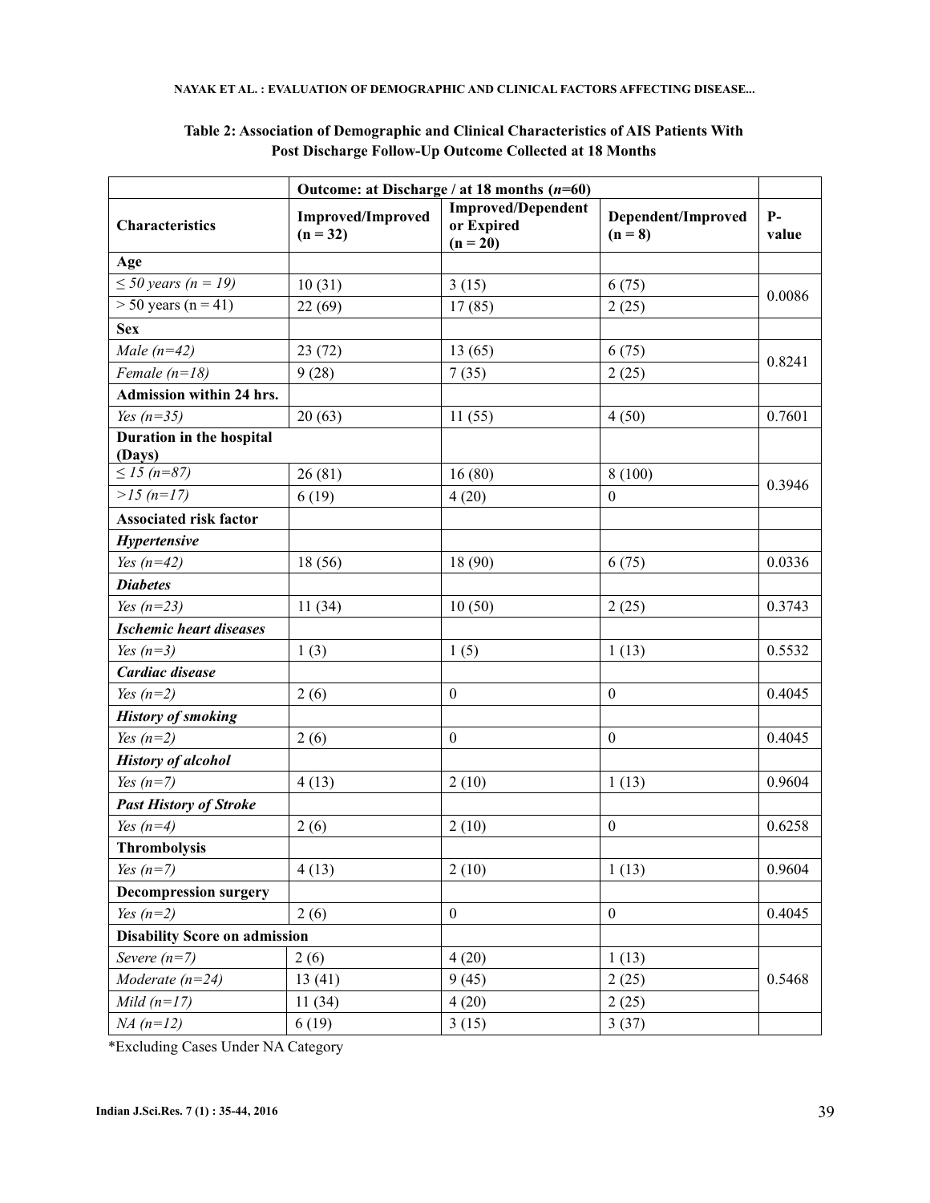**Table 2: Association of Demographic and Clinical Characteristics of AIS Patients With Post Discharge Follow-Up Outcome Collected at 18 Months**

| | Outcome: at Discharge / at 18 months (*n*=60) | | | |
|---|---|---|---|---|
| **Characteristics** | **Improved/Improved (n = 32)** | **Improved/Dependent or Expired (n = 20)** | **Dependent/Improved (n = 8)** | **P-value** |
| **Age** | | | | |
| *≤ 50 years (n = 19)* | 10 (31) | 3 (15) | 6 (75) | 0.0086 |
| > 50 years (n = 41) | 22 (69) | 17 (85) | 2 (25) | |
| **Sex** | | | | |
| *Male (n=42)* | 23 (72) | 13 (65) | 6 (75) | 0.8241 |
| *Female (n=18)* | 9 (28) | 7 (35) | 2 (25) | |
| **Admission within 24 hrs.** | | | | |
| *Yes (n=35)* | 20 (63) | 11 (55) | 4 (50) | 0.7601 |
| **Duration in the hospital (Days)** | | | | |
| *≤ 15 (n=87)* | 26 (81) | 16 (80) | 8 (100) | 0.3946 |
| *>15 (n=17)* | 6 (19) | 4 (20) | 0 | |
| **Associated risk factor** | | | | |
| ***Hypertensive*** | | | | |
| *Yes (n=42)* | 18 (56) | 18 (90) | 6 (75) | 0.0336 |
| ***Diabetes*** | | | | |
| *Yes (n=23)* | 11 (34) | 10 (50) | 2 (25) | 0.3743 |
| ***Ischemic heart diseases*** | | | | |
| *Yes (n=3)* | 1 (3) | 1 (5) | 1 (13) | 0.5532 |
| ***Cardiac disease*** | | | | |
| *Yes (n=2)* | 2 (6) | 0 | 0 | 0.4045 |
| ***History of smoking*** | | | | |
| *Yes (n=2)* | 2 (6) | 0 | 0 | 0.4045 |
| ***History of alcohol*** | | | | |
| *Yes (n=7)* | 4 (13) | 2 (10) | 1 (13) | 0.9604 |
| ***Past History of Stroke*** | | | | |
| *Yes (n=4)* | 2 (6) | 2 (10) | 0 | 0.6258 |
| **Thrombolysis** | | | | |
| *Yes (n=7)* | 4 (13) | 2 (10) | 1 (13) | 0.9604 |
| **Decompression surgery** | | | | |
| *Yes (n=2)* | 2 (6) | 0 | 0 | 0.4045 |
| **Disability Score on admission** | | | | |
| *Severe (n=7)* | 2 (6) | 4 (20) | 1 (13) | 0.5468 |
| *Moderate (n=24)* | 13 (41) | 9 (45) | 2 (25) | |
| *Mild (n=17)* | 11 (34) | 4 (20) | 2 (25) | |
| *NA (n=12)* | 6 (19) | 3 (15) | 3 (37) | |

*Excluding Cases Under NA Category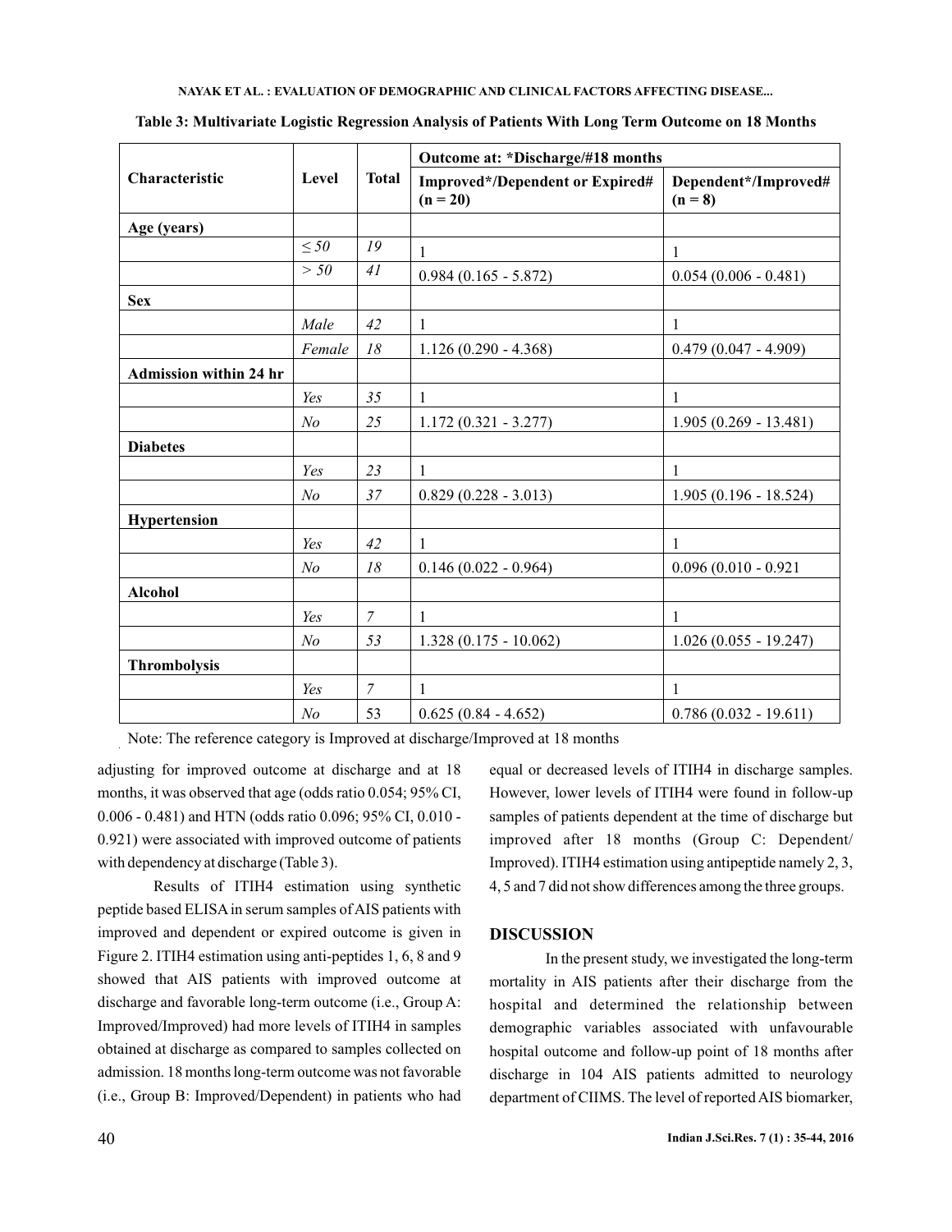**Table 3: Multivariate Logistic Regression Analysis of Patients With Long Term Outcome on 18 Months**

| Characteristic | Level | Total | Outcome at: *Discharge/#18 months | |
|---|---|---|---|---|
| | | | Improved*/Dependent or Expired# (n = 20) | Dependent*/Improved# (n = 8) |
| **Age (years)** | | | | |
| | *≤ 50* | *19* | 1 | 1 |
| | *> 50* | *41* | 0.984 (0.165 - 5.872) | 0.054 (0.006 - 0.481) |
| **Sex** | | | | |
| | *Male* | *42* | 1 | 1 |
| | *Female* | *18* | 1.126 (0.290 - 4.368) | 0.479 (0.047 - 4.909) |
| **Admission within 24 hr** | | | | |
| | *Yes* | *35* | 1 | 1 |
| | *No* | *25* | 1.172 (0.321 - 3.277) | 1.905 (0.269 - 13.481) |
| **Diabetes** | | | | |
| | *Yes* | *23* | 1 | 1 |
| | *No* | *37* | 0.829 (0.228 - 3.013) | 1.905 (0.196 - 18.524) |
| **Hypertension** | | | | |
| | *Yes* | *42* | 1 | 1 |
| | *No* | *18* | 0.146 (0.022 - 0.964) | 0.096 (0.010 - 0.921 |
| **Alcohol** | | | | |
| | *Yes* | *7* | 1 | 1 |
| | *No* | *53* | 1.328 (0.175 - 10.062) | 1.026 (0.055 - 19.247) |
| **Thrombolysis** | | | | |
| | *Yes* | *7* | 1 | 1 |
| | *No* | 53 | 0.625 (0.84 - 4.652) | 0.786 (0.032 - 19.611) |

Note: The reference category is Improved at discharge/Improved at 18 months

adjusting for improved outcome at discharge and at 18 months, it was observed that age (odds ratio 0.054; 95% CI, 0.006 - 0.481) and HTN (odds ratio 0.096; 95% CI, 0.010 - 0.921) were associated with improved outcome of patients with dependency at discharge (Table 3).

Results of ITIH4 estimation using synthetic peptide based ELISA in serum samples of AIS patients with improved and dependent or expired outcome is given in Figure 2. ITIH4 estimation using anti-peptides 1, 6, 8 and 9 showed that AIS patients with improved outcome at discharge and favorable long-term outcome (i.e., Group A: Improved/Improved) had more levels of ITIH4 in samples obtained at discharge as compared to samples collected on admission. 18 months long-term outcome was not favorable (i.e., Group B: Improved/Dependent) in patients who had equal or decreased levels of ITIH4 in discharge samples. However, lower levels of ITIH4 were found in follow-up samples of patients dependent at the time of discharge but improved after 18 months (Group C: Dependent/ Improved). ITIH4 estimation using antipeptide namely 2, 3, 4, 5 and 7 did not show differences among the three groups.

## DISCUSSION

In the present study, we investigated the long-term mortality in AIS patients after their discharge from the hospital and determined the relationship between demographic variables associated with unfavourable hospital outcome and follow-up point of 18 months after discharge in 104 AIS patients admitted to neurology department of CIIMS. The level of reported AIS biomarker,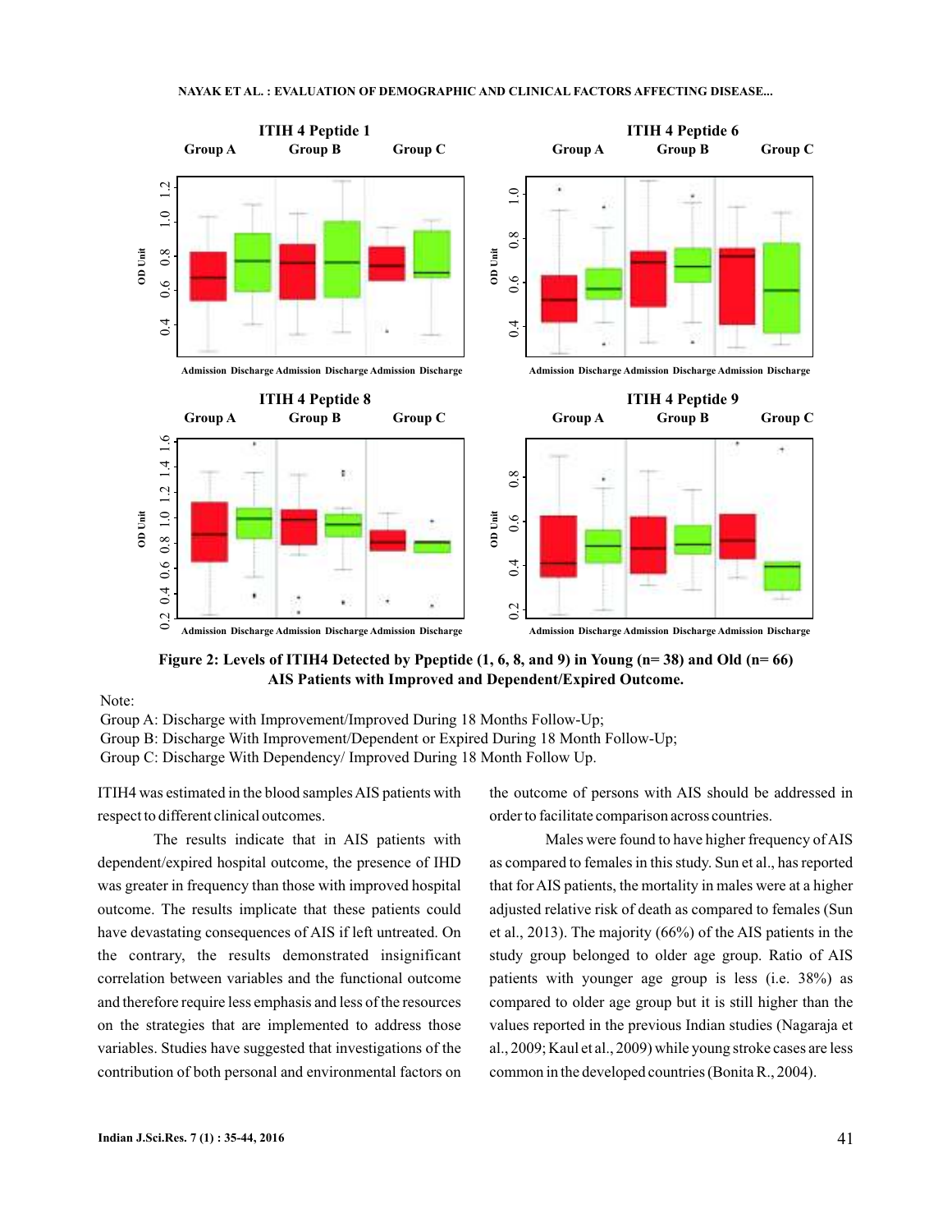Figure 2: Levels of ITIH4 Detected by Ppeptide (1, 6, 8, and 9) in Young (n= 38) and Old (n= 66) AIS Patients with Improved and Dependent/Expired Outcome.

Note:

Group A: Discharge with Improvement/Improved During 18 Months Follow-Up;

Group B: Discharge With Improvement/Dependent or Expired During 18 Month Follow-Up;

Group C: Discharge With Dependency/ Improved During 18 Month Follow Up.

ITIH4 was estimated in the blood samples AIS patients with respect to different clinical outcomes.

The results indicate that in AIS patients with dependent/expired hospital outcome, the presence of IHD was greater in frequency than those with improved hospital outcome. The results implicate that these patients could have devastating consequences of AIS if left untreated. On the contrary, the results demonstrated insignificant correlation between variables and the functional outcome and therefore require less emphasis and less of the resources on the strategies that are implemented to address those variables. Studies have suggested that investigations of the contribution of both personal and environmental factors on the outcome of persons with AIS should be addressed in order to facilitate comparison across countries.

Males were found to have higher frequency of AIS as compared to females in this study. Sun et al., has reported that for AIS patients, the mortality in males were at a higher adjusted relative risk of death as compared to females (Sun et al., 2013). The majority (66%) of the AIS patients in the study group belonged to older age group. Ratio of AIS patients with younger age group is less (i.e. 38%) as compared to older age group but it is still higher than the values reported in the previous Indian studies (Nagaraja et al., 2009; Kaul et al., 2009) while young stroke cases are less common in the developed countries (Bonita R., 2004).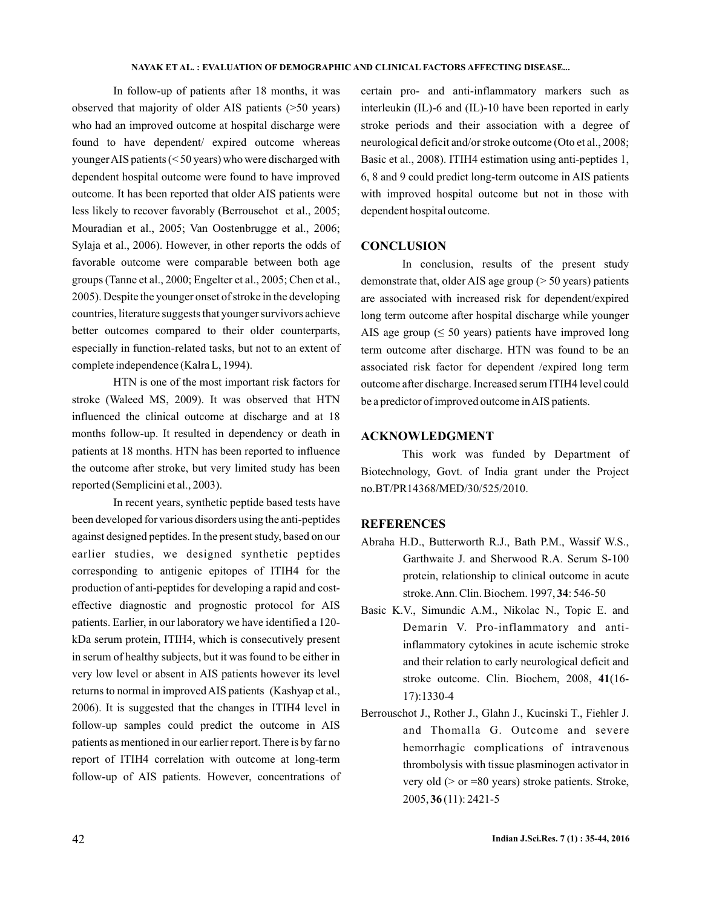In follow-up of patients after 18 months, it was observed that majority of older AIS patients (>50 years) who had an improved outcome at hospital discharge were found to have dependent/ expired outcome whereas younger AIS patients (< 50 years) who were discharged with dependent hospital outcome were found to have improved outcome. It has been reported that older AIS patients were less likely to recover favorably (Berrouschot et al., 2005; Mouradian et al., 2005; Van Oostenbrugge et al., 2006; Sylaja et al., 2006). However, in other reports the odds of favorable outcome were comparable between both age groups (Tanne et al., 2000; Engelter et al., 2005; Chen et al., 2005). Despite the younger onset of stroke in the developing countries, literature suggests that younger survivors achieve better outcomes compared to their older counterparts, especially in function-related tasks, but not to an extent of complete independence (Kalra L, 1994).

HTN is one of the most important risk factors for stroke (Waleed MS, 2009). It was observed that HTN influenced the clinical outcome at discharge and at 18 months follow-up. It resulted in dependency or death in patients at 18 months. HTN has been reported to influence the outcome after stroke, but very limited study has been reported (Semplicini et al., 2003).

In recent years, synthetic peptide based tests have been developed for various disorders using the anti-peptides against designed peptides. In the present study, based on our earlier studies, we designed synthetic peptides corresponding to antigenic epitopes of ITIH4 for the production of anti-peptides for developing a rapid and cost-effective diagnostic and prognostic protocol for AIS patients. Earlier, in our laboratory we have identified a 120-kDa serum protein, ITIH4, which is consecutively present in serum of healthy subjects, but it was found to be either in very low level or absent in AIS patients however its level returns to normal in improved AIS patients (Kashyap et al., 2006). It is suggested that the changes in ITIH4 level in follow-up samples could predict the outcome in AIS patients as mentioned in our earlier report. There is by far no report of ITIH4 correlation with outcome at long-term follow-up of AIS patients. However, concentrations of certain pro- and anti-inflammatory markers such as interleukin (IL)-6 and (IL)-10 have been reported in early stroke periods and their association with a degree of neurological deficit and/or stroke outcome (Oto et al., 2008; Basic et al., 2008). ITIH4 estimation using anti-peptides 1, 6, 8 and 9 could predict long-term outcome in AIS patients with improved hospital outcome but not in those with dependent hospital outcome.

## CONCLUSION

In conclusion, results of the present study demonstrate that, older AIS age group (> 50 years) patients are associated with increased risk for dependent/expired long term outcome after hospital discharge while younger AIS age group ($\leq$ 50 years) patients have improved long term outcome after discharge. HTN was found to be an associated risk factor for dependent /expired long term outcome after discharge. Increased serum ITIH4 level could be a predictor of improved outcome in AIS patients.

## ACKNOWLEDGMENT

This work was funded by Department of Biotechnology, Govt. of India grant under the Project no.BT/PR14368/MED/30/525/2010.

## REFERENCES

Abraha H.D., Butterworth R.J., Bath P.M., Wassif W.S., Garthwaite J. and Sherwood R.A. Serum S-100 protein, relationship to clinical outcome in acute stroke. Ann. Clin. Biochem. 1997, **34**: 546-50

Basic K.V., Simundic A.M., Nikolac N., Topic E. and Demarin V. Pro-inflammatory and anti-inflammatory cytokines in acute ischemic stroke and their relation to early neurological deficit and stroke outcome. Clin. Biochem, 2008, **41**(16-17):1330-4

Berrouschot J., Rother J., Glahn J., Kucinski T., Fiehler J. and Thomalla G. Outcome and severe hemorrhagic complications of intravenous thrombolysis with tissue plasminogen activator in very old (> or =80 years) stroke patients. Stroke, 2005, **36** (11): 2421-5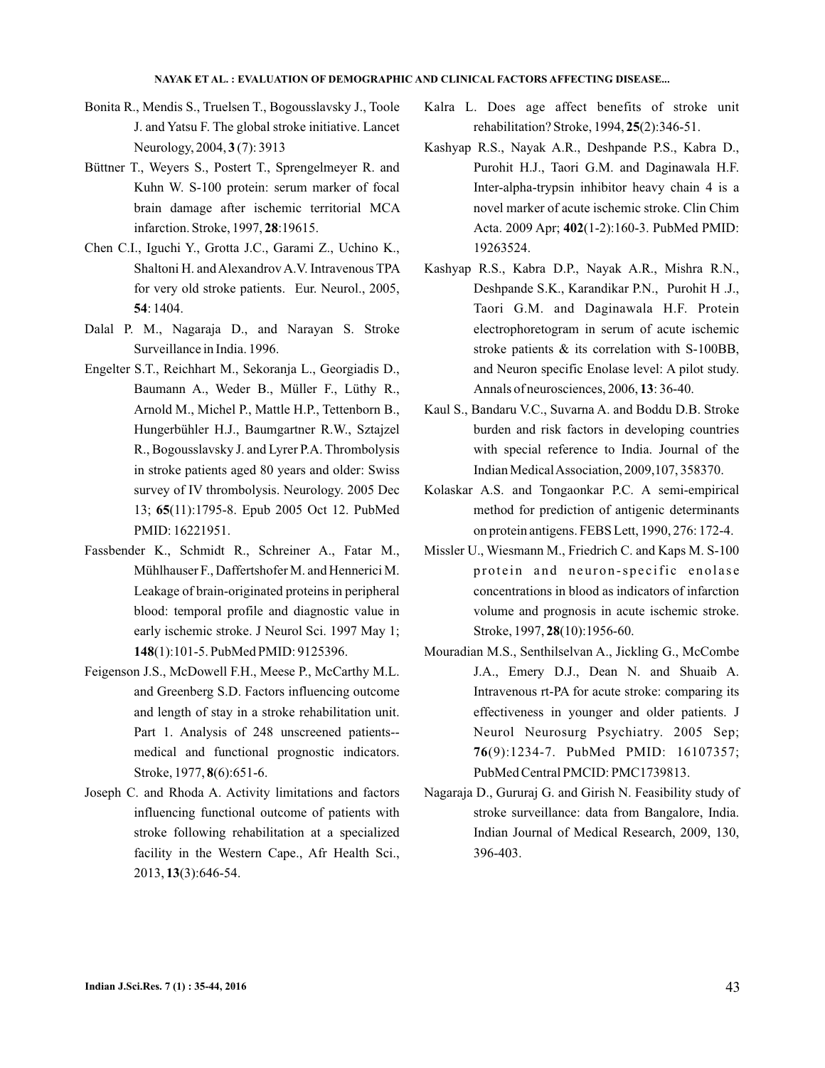Bonita R., Mendis S., Truelsen T., Bogousslavsky J., Toole J. and Yatsu F. The global stroke initiative. Lancet Neurology, 2004, **3** (7): 3913

Büttner T., Weyers S., Postert T., Sprengelmeyer R. and Kuhn W. S-100 protein: serum marker of focal brain damage after ischemic territorial MCA infarction. Stroke, 1997, **28**:19615.

Chen C.I., Iguchi Y., Grotta J.C., Garami Z., Uchino K., Shaltoni H. and Alexandrov A.V. Intravenous TPA for very old stroke patients. Eur. Neurol., 2005, **54**: 1404.

Dalal P. M., Nagaraja D., and Narayan S. Stroke Surveillance in India. 1996.

Engelter S.T., Reichhart M., Sekoranja L., Georgiadis D., Baumann A., Weder B., Müller F., Lüthy R., Arnold M., Michel P., Mattle H.P., Tettenborn B., Hungerbühler H.J., Baumgartner R.W., Sztajzel R., Bogousslavsky J. and Lyrer P.A. Thrombolysis in stroke patients aged 80 years and older: Swiss survey of IV thrombolysis. Neurology. 2005 Dec 13; **65**(11):1795-8. Epub 2005 Oct 12. PubMed PMID: 16221951.

Fassbender K., Schmidt R., Schreiner A., Fatar M., Mühlhauser F., Daffertshofer M. and Hennerici M. Leakage of brain-originated proteins in peripheral blood: temporal profile and diagnostic value in early ischemic stroke. J Neurol Sci. 1997 May 1; **148**(1):101-5. PubMed PMID: 9125396.

Feigenson J.S., McDowell F.H., Meese P., McCarthy M.L. and Greenberg S.D. Factors influencing outcome and length of stay in a stroke rehabilitation unit. Part 1. Analysis of 248 unscreened patients--medical and functional prognostic indicators. Stroke, 1977, **8**(6):651-6.

Joseph C. and Rhoda A. Activity limitations and factors influencing functional outcome of patients with stroke following rehabilitation at a specialized facility in the Western Cape., Afr Health Sci., 2013, **13**(3):646-54.

Kalra L. Does age affect benefits of stroke unit rehabilitation? Stroke, 1994, **25**(2):346-51.

Kashyap R.S., Nayak A.R., Deshpande P.S., Kabra D., Purohit H.J., Taori G.M. and Daginawala H.F. Inter-alpha-trypsin inhibitor heavy chain 4 is a novel marker of acute ischemic stroke. Clin Chim Acta. 2009 Apr; **402**(1-2):160-3. PubMed PMID: 19263524.

Kashyap R.S., Kabra D.P., Nayak A.R., Mishra R.N., Deshpande S.K., Karandikar P.N., Purohit H .J., Taori G.M. and Daginawala H.F. Protein electrophoretogram in serum of acute ischemic stroke patients & its correlation with S-100BB, and Neuron specific Enolase level: A pilot study. Annals of neurosciences, 2006, **13**: 36-40.

Kaul S., Bandaru V.C., Suvarna A. and Boddu D.B. Stroke burden and risk factors in developing countries with special reference to India. Journal of the Indian Medical Association, 2009,107, 358370.

Kolaskar A.S. and Tongaonkar P.C. A semi-empirical method for prediction of antigenic determinants on protein antigens. FEBS Lett, 1990, 276: 172-4.

Missler U., Wiesmann M., Friedrich C. and Kaps M. S-100 protein and neuron-specific enolase concentrations in blood as indicators of infarction volume and prognosis in acute ischemic stroke. Stroke, 1997, **28**(10):1956-60.

Mouradian M.S., Senthilselvan A., Jickling G., McCombe J.A., Emery D.J., Dean N. and Shuaib A. Intravenous rt-PA for acute stroke: comparing its effectiveness in younger and older patients. J Neurol Neurosurg Psychiatry. 2005 Sep; **76**(9):1234-7. PubMed PMID: 16107357; PubMed Central PMCID: PMC1739813.

Nagaraja D., Gururaj G. and Girish N. Feasibility study of stroke surveillance: data from Bangalore, India. Indian Journal of Medical Research, 2009, 130, 396-403.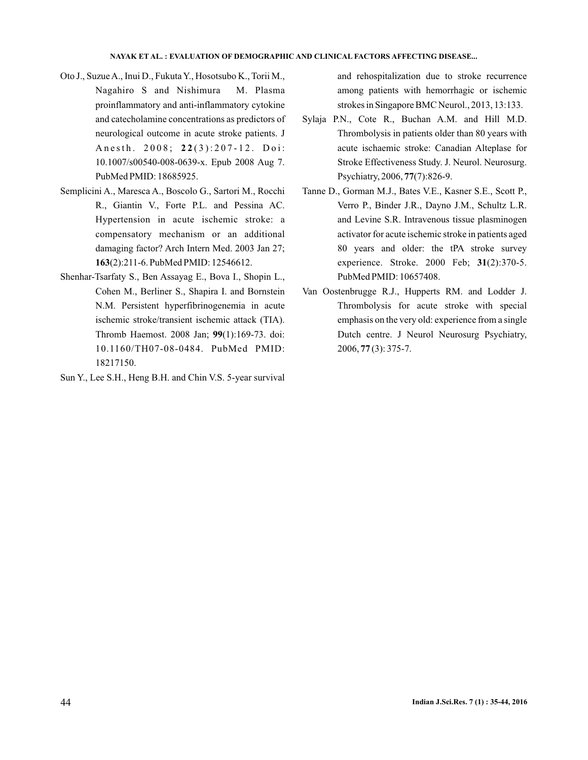Oto J., Suzue A., Inui D., Fukuta Y., Hosotsubo K., Torii M., Nagahiro S and Nishimura M. Plasma proinflammatory and anti-inflammatory cytokine and catecholamine concentrations as predictors of neurological outcome in acute stroke patients. J Anesth. 2008; **22**(3):207-12. Doi: 10.1007/s00540-008-0639-x. Epub 2008 Aug 7. PubMed PMID: 18685925.

Semplicini A., Maresca A., Boscolo G., Sartori M., Rocchi R., Giantin V., Forte P.L. and Pessina AC. Hypertension in acute ischemic stroke: a compensatory mechanism or an additional damaging factor? Arch Intern Med. 2003 Jan 27; **163**(2):211-6. PubMed PMID: 12546612.

Shenhar-Tsarfaty S., Ben Assayag E., Bova I., Shopin L., Cohen M., Berliner S., Shapira I. and Bornstein N.M. Persistent hyperfibrinogenemia in acute ischemic stroke/transient ischemic attack (TIA). Thromb Haemost. 2008 Jan; **99**(1):169-73. doi: 10.1160/TH07-08-0484. PubMed PMID: 18217150.

Sun Y., Lee S.H., Heng B.H. and Chin V.S. 5-year survival and rehospitalization due to stroke recurrence among patients with hemorrhagic or ischemic strokes in Singapore BMC Neurol., 2013, 13:133.

Sylaja P.N., Cote R., Buchan A.M. and Hill M.D. Thrombolysis in patients older than 80 years with acute ischaemic stroke: Canadian Alteplase for Stroke Effectiveness Study. J. Neurol. Neurosurg. Psychiatry, 2006, **77**(7):826-9.

Tanne D., Gorman M.J., Bates V.E., Kasner S.E., Scott P., Verro P., Binder J.R., Dayno J.M., Schultz L.R. and Levine S.R. Intravenous tissue plasminogen activator for acute ischemic stroke in patients aged 80 years and older: the tPA stroke survey experience. Stroke. 2000 Feb; **31**(2):370-5. PubMed PMID: 10657408.

Van Oostenbrugge R.J., Hupperts RM. and Lodder J. Thrombolysis for acute stroke with special emphasis on the very old: experience from a single Dutch centre. J Neurol Neurosurg Psychiatry, 2006, **77** (3): 375-7.